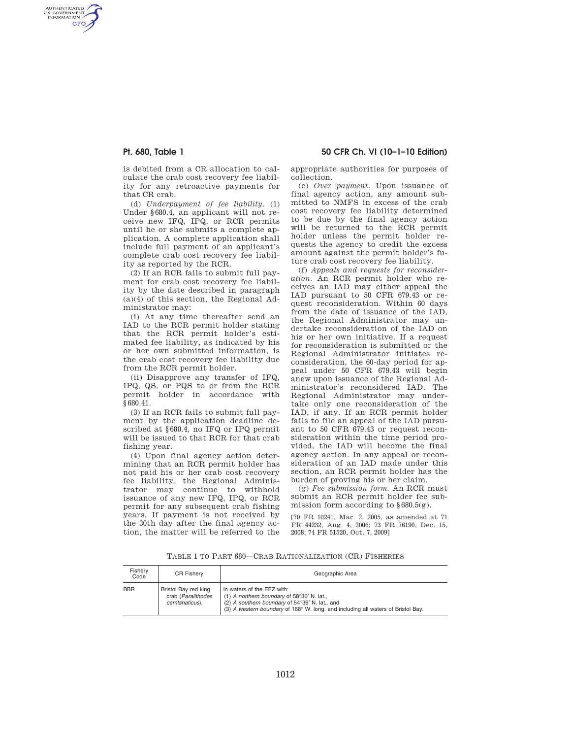is debited from a CR allocation to calculate the crab cost recovery fee liability for any retroactive payments for that CR crab.

(d) *Underpayment of fee liability.* (1) Under §680.4, an applicant will not receive new IFQ, IPQ, or RCR permits until he or she submits a complete application. A complete application shall include full payment of an applicant's complete crab cost recovery fee liability as reported by the RCR.

(2) If an RCR fails to submit full payment for crab cost recovery fee liability by the date described in paragraph (a)(4) of this section, the Regional Administrator may:

(i) At any time thereafter send an IAD to the RCR permit holder stating that the RCR permit holder's estimated fee liability, as indicated by his or her own submitted information, is the crab cost recovery fee liability due from the RCR permit holder.

(ii) Disapprove any transfer of IFQ, IPQ, QS, or PQS to or from the RCR permit holder in accordance with §680.41.

(3) If an RCR fails to submit full payment by the application deadline described at §680.4, no IFQ or IPQ permit will be issued to that RCR for that crab fishing year.

(4) Upon final agency action determining that an RCR permit holder has not paid his or her crab cost recovery fee liability, the Regional Administrator may continue to withhold issuance of any new IFQ, IPQ, or RCR permit for any subsequent crab fishing years. If payment is not received by the 30th day after the final agency action, the matter will be referred to the appropriate authorities for purposes of collection.

(e) *Over payment.* Upon issuance of final agency action, any amount submitted to NMFS in excess of the crab cost recovery fee liability determined to be due by the final agency action will be returned to the RCR permit holder unless the permit holder requests the agency to credit the excess amount against the permit holder's future crab cost recovery fee liability.

(f) *Appeals and requests for reconsideration.* An RCR permit holder who receives an IAD may either appeal the IAD pursuant to 50 CFR 679.43 or request reconsideration. Within 60 days from the date of issuance of the IAD, the Regional Administrator may undertake reconsideration of the IAD on his or her own initiative. If a request for reconsideration is submitted or the Regional Administrator initiates reconsideration, the 60-day period for appeal under 50 CFR 679.43 will begin anew upon issuance of the Regional Administrator's reconsidered IAD. The Regional Administrator may undertake only one reconsideration of the IAD, if any. If an RCR permit holder fails to file an appeal of the IAD pursuant to 50 CFR 679.43 or request reconsideration within the time period provided, the IAD will become the final agency action. In any appeal or reconsideration of an IAD made under this section, an RCR permit holder has the burden of proving his or her claim.

(g) *Fee submission form.* An RCR must submit an RCR permit holder fee submission form according to §680.5(g).

[70 FR 10241, Mar. 2, 2005, as amended at 71 FR 44232, Aug. 4, 2006; 73 FR 76190, Dec. 15, 2008; 74 FR 51520, Oct. 7, 2009]

TABLE 1 TO PART 680—CRAB RATIONALIZATION (CR) FISHERIES

| Fishery Code | CR Fishery | Geographic Area |
|---|---|---|
| BBR | Bristol Bay red king crab (*Paralithodes camtshaticus*). | In waters of the EEZ with:<br>(1) *A northern boundary* of 58°30′ N. lat.,<br>(2) *A southern boundary* of 54°36′ N. lat., and<br>(3) *A western boundary* of 168° W. long. and including all waters of Bristol Bay. |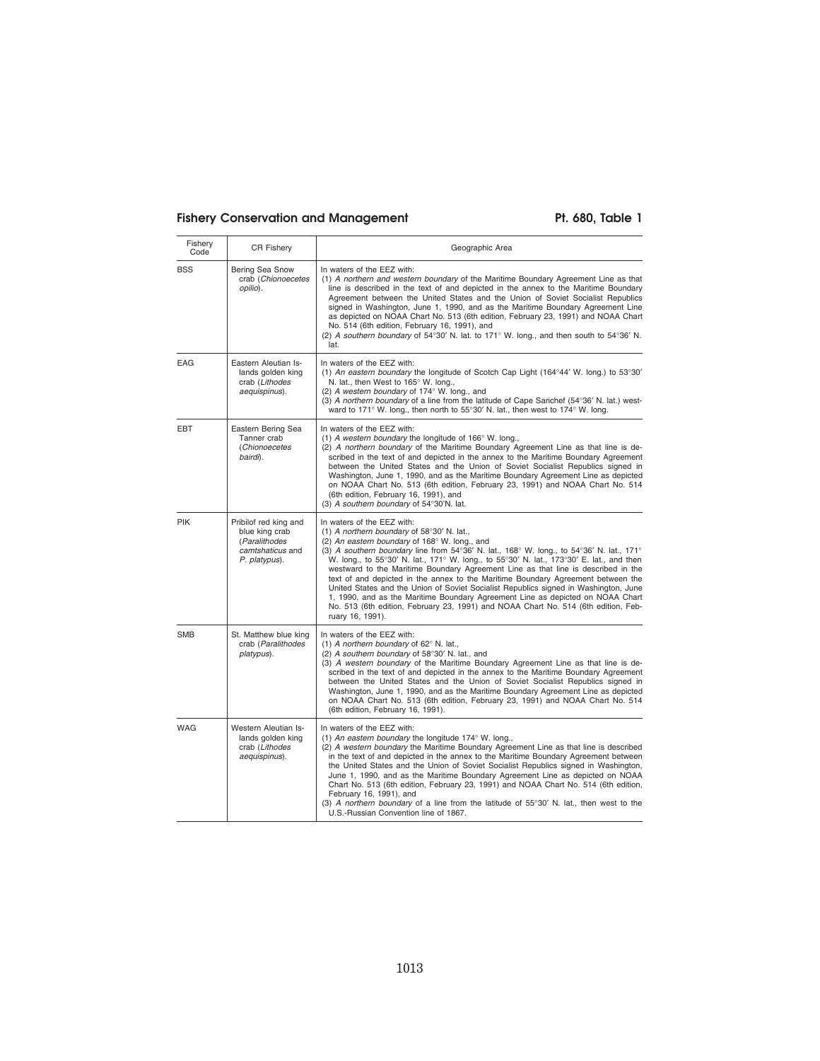| Fishery Code | CR Fishery | Geographic Area |
| --- | --- | --- |
| BSS | Bering Sea Snow crab (*Chionoecetes opilio*). | In waters of the EEZ with: (1) *A northern and western boundary* of the Maritime Boundary Agreement Line as that line is described in the text of and depicted in the annex to the Maritime Boundary Agreement between the United States and the Union of Soviet Socialist Republics signed in Washington, June 1, 1990, and as the Maritime Boundary Agreement Line as depicted on NOAA Chart No. 513 (6th edition, February 23, 1991) and NOAA Chart No. 514 (6th edition, February 16, 1991), and (2) *A southern boundary* of 54°30′ N. lat. to 171° W. long., and then south to 54°36′ N. lat. |
| EAG | Eastern Aleutian Islands golden king crab (*Lithodes aequispinus*). | In waters of the EEZ with: (1) *An eastern boundary* the longitude of Scotch Cap Light (164°44′ W. long.) to 53°30′ N. lat., then West to 165° W. long., (2) *A western boundary* of 174° W. long., and (3) *A northern boundary* of a line from the latitude of Cape Sarichef (54°36′ N. lat.) westward to 171° W. long., then north to 55°30′ N. lat., then west to 174° W. long. |
| EBT | Eastern Bering Sea Tanner crab (*Chionoecetes bairdi*). | In waters of the EEZ with: (1) *A western boundary* the longitude of 166° W. long., (2) *A northern boundary* of the Maritime Boundary Agreement Line as that line is described in the text of and depicted in the annex to the Maritime Boundary Agreement between the United States and the Union of Soviet Socialist Republics signed in Washington, June 1, 1990, and as the Maritime Boundary Agreement Line as depicted on NOAA Chart No. 513 (6th edition, February 23, 1991) and NOAA Chart No. 514 (6th edition, February 16, 1991), and (3) *A southern boundary* of 54°30′N. lat. |
| PIK | Pribilof red king and blue king crab (*Paralithodes camtshaticus* and *P. platypus*). | In waters of the EEZ with: (1) *A northern boundary* of 58°30′ N. lat., (2) *An eastern boundary* of 168° W. long., and (3) *A southern boundary* line from 54°36′ N. lat., 168° W. long., to 54°36′ N. lat., 171° W. long., to 55°30′ N. lat., 171° W. long., to 55°30′ N. lat., 173°30′ E. lat., and then westward to the Maritime Boundary Agreement Line as that line is described in the text of and depicted in the annex to the Maritime Boundary Agreement between the United States and the Union of Soviet Socialist Republics signed in Washington, June 1, 1990, and as the Maritime Boundary Agreement Line as depicted on NOAA Chart No. 513 (6th edition, February 23, 1991) and NOAA Chart No. 514 (6th edition, February 16, 1991). |
| SMB | St. Matthew blue king crab (*Paralithodes platypus*). | In waters of the EEZ with: (1) *A northern boundary* of 62° N. lat., (2) *A southern boundary* of 58°30′ N. lat., and (3) *A western boundary* of the Maritime Boundary Agreement Line as that line is described in the text of and depicted in the annex to the Maritime Boundary Agreement between the United States and the Union of Soviet Socialist Republics signed in Washington, June 1, 1990, and as the Maritime Boundary Agreement Line as depicted on NOAA Chart No. 513 (6th edition, February 23, 1991) and NOAA Chart No. 514 (6th edition, February 16, 1991). |
| WAG | Western Aleutian Islands golden king crab (*Lithodes aequispinus*). | In waters of the EEZ with: (1) *An eastern boundary* the longitude 174° W. long., (2) *A western boundary* the Maritime Boundary Agreement Line as that line is described in the text of and depicted in the annex to the Maritime Boundary Agreement between the United States and the Union of Soviet Socialist Republics signed in Washington, June 1, 1990, and as the Maritime Boundary Agreement Line as depicted on NOAA Chart No. 513 (6th edition, February 23, 1991) and NOAA Chart No. 514 (6th edition, February 16, 1991), and (3) *A northern boundary* of a line from the latitude of 55°30′ N. lat., then west to the U.S.-Russian Convention line of 1867. |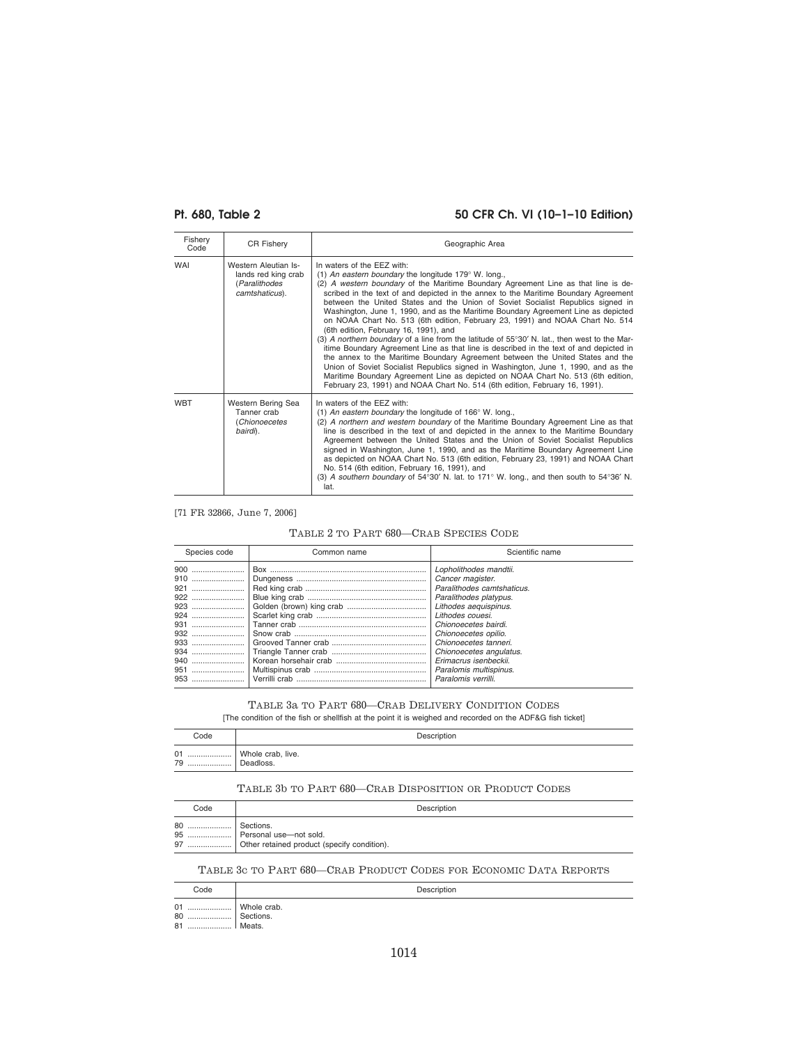| Fishery Code | CR Fishery | Geographic Area |
| --- | --- | --- |
| WAI | Western Aleutian Islands red king crab (*Paralithodes camtshaticus*). | In waters of the EEZ with:<br>(1) *An eastern boundary* the longitude 179° W. long.,<br>(2) *A western boundary* of the Maritime Boundary Agreement Line as that line is described in the text of and depicted in the annex to the Maritime Boundary Agreement between the United States and the Union of Soviet Socialist Republics signed in Washington, June 1, 1990, and as the Maritime Boundary Agreement Line as depicted on NOAA Chart No. 513 (6th edition, February 23, 1991) and NOAA Chart No. 514 (6th edition, February 16, 1991), and<br>(3) *A northern boundary* of a line from the latitude of 55°30′ N. lat., then west to the Maritime Boundary Agreement Line as that line is described in the text of and depicted in the annex to the Maritime Boundary Agreement between the United States and the Union of Soviet Socialist Republics signed in Washington, June 1, 1990, and as the Maritime Boundary Agreement Line as depicted on NOAA Chart No. 513 (6th edition, February 23, 1991) and NOAA Chart No. 514 (6th edition, February 16, 1991). |
| WBT | Western Bering Sea Tanner crab (*Chionoecetes bairdi*). | In waters of the EEZ with:<br>(1) *An eastern boundary* the longitude of 166° W. long.,<br>(2) *A northern and western boundary* of the Maritime Boundary Agreement Line as that line is described in the text of and depicted in the annex to the Maritime Boundary Agreement between the United States and the Union of Soviet Socialist Republics signed in Washington, June 1, 1990, and as the Maritime Boundary Agreement Line as depicted on NOAA Chart No. 513 (6th edition, February 23, 1991) and NOAA Chart No. 514 (6th edition, February 16, 1991), and<br>(3) *A southern boundary* of 54°30′ N. lat. to 171° W. long., and then south to 54°36′ N. lat. |

[71 FR 32866, June 7, 2006]

## TABLE 2 TO PART 680—CRAB SPECIES CODE

| Species code | Common name | Scientific name |
| --- | --- | --- |
| 900 | Box | *Lopholithodes mandtii.* |
| 910 | Dungeness | *Cancer magister.* |
| 921 | Red king crab | *Paralithodes camtshaticus.* |
| 922 | Blue king crab | *Paralithodes platypus.* |
| 923 | Golden (brown) king crab | *Lithodes aequispinus.* |
| 924 | Scarlet king crab | *Lithodes couesi.* |
| 931 | Tanner crab | *Chionoecetes bairdi.* |
| 932 | Snow crab | *Chionoecetes opilio.* |
| 933 | Grooved Tanner crab | *Chionoecetes tanneri.* |
| 934 | Triangle Tanner crab | *Chionoecetes angulatus.* |
| 940 | Korean horsehair crab | *Erimacrus isenbeckii.* |
| 951 | Multispinus crab | *Paralomis multispinus.* |
| 953 | Verrilli crab | *Paralomis verrilli.* |

## TABLE 3a TO PART 680—CRAB DELIVERY CONDITION CODES

[The condition of the fish or shellfish at the point it is weighed and recorded on the ADF&G fish ticket]

| Code | Description |
| --- | --- |
| 01 | Whole crab, live. |
| 79 | Deadloss. |

## TABLE 3b TO PART 680—CRAB DISPOSITION OR PRODUCT CODES

| Code | Description |
| --- | --- |
| 80 | Sections. |
| 95 | Personal use—not sold. |
| 97 | Other retained product (specify condition). |

## TABLE 3c TO PART 680—CRAB PRODUCT CODES FOR ECONOMIC DATA REPORTS

| Code | Description |
| --- | --- |
| 01 | Whole crab. |
| 80 | Sections. |
| 81 | Meats. |